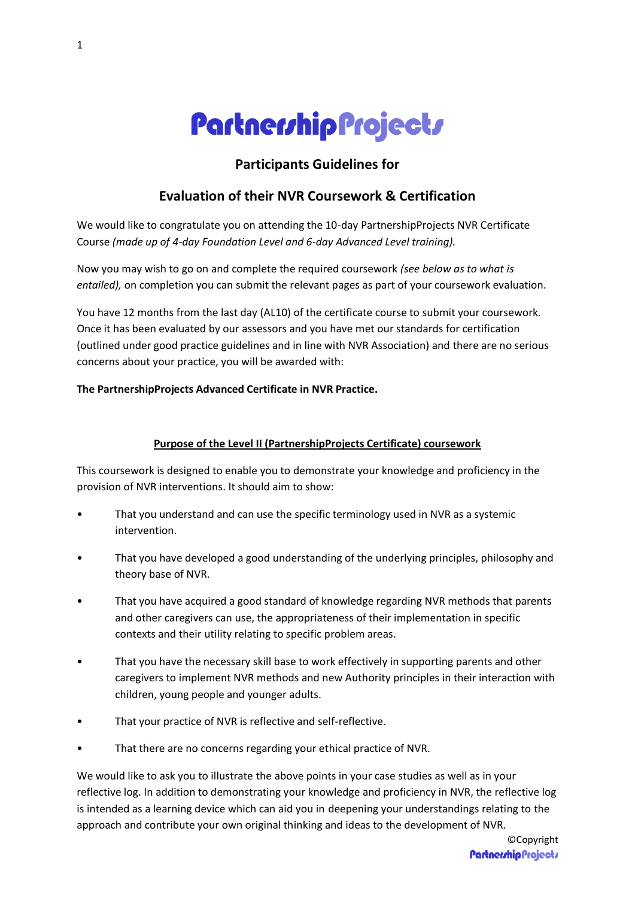# PartnershipProjects

## Participants Guidelines for

## Evaluation of their NVR Coursework & Certification

We would like to congratulate you on attending the 10-day PartnershipProjects NVR Certificate Course *(made up of 4-day Foundation Level and 6-day Advanced Level training).*

Now you may wish to go on and complete the required coursework *(see below as to what is entailed),* on completion you can submit the relevant pages as part of your coursework evaluation.

You have 12 months from the last day (AL10) of the certificate course to submit your coursework. Once it has been evaluated by our assessors and you have met our standards for certification (outlined under good practice guidelines and in line with NVR Association) and there are no serious concerns about your practice, you will be awarded with:

**The PartnershipProjects Advanced Certificate in NVR Practice.**

**Purpose of the Level II (PartnershipProjects Certificate) coursework**

This coursework is designed to enable you to demonstrate your knowledge and proficiency in the provision of NVR interventions. It should aim to show:

- That you understand and can use the specific terminology used in NVR as a systemic intervention.
- That you have developed a good understanding of the underlying principles, philosophy and theory base of NVR.
- That you have acquired a good standard of knowledge regarding NVR methods that parents and other caregivers can use, the appropriateness of their implementation in specific contexts and their utility relating to specific problem areas.
- That you have the necessary skill base to work effectively in supporting parents and other caregivers to implement NVR methods and new Authority principles in their interaction with children, young people and younger adults.
- That your practice of NVR is reflective and self-reflective.
- That there are no concerns regarding your ethical practice of NVR.

We would like to ask you to illustrate the above points in your case studies as well as in your reflective log. In addition to demonstrating your knowledge and proficiency in NVR, the reflective log is intended as a learning device which can aid you in deepening your understandings relating to the approach and contribute your own original thinking and ideas to the development of NVR.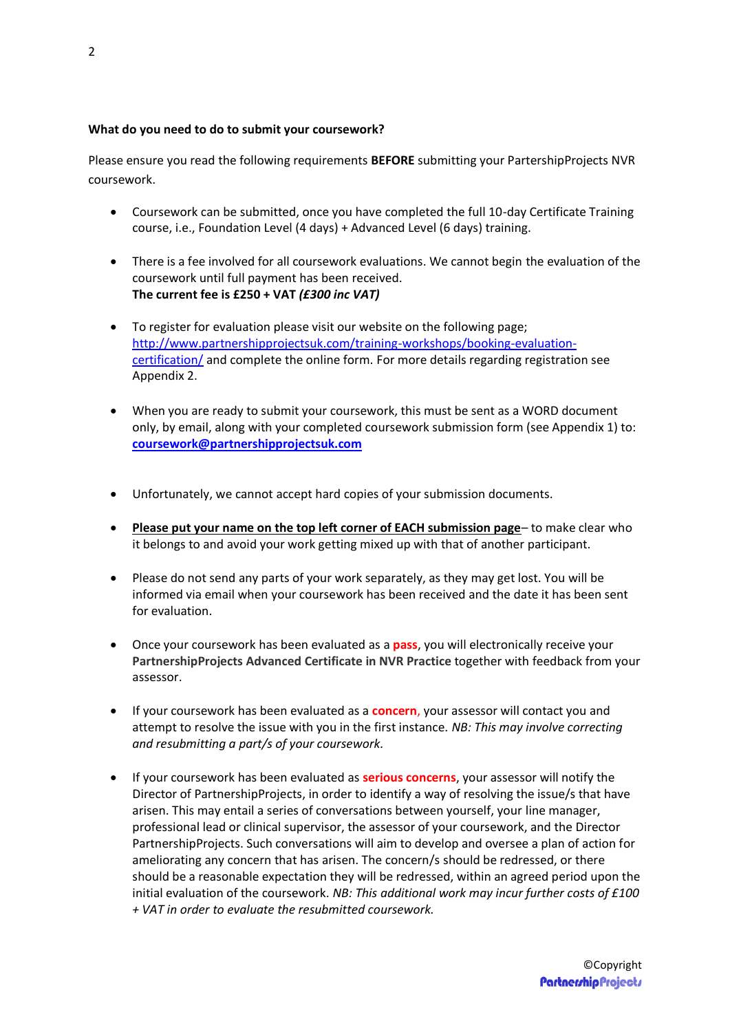**What do you need to do to submit your coursework?**

Please ensure you read the following requirements **BEFORE** submitting your PartershipProjects NVR coursework.

- Coursework can be submitted, once you have completed the full 10-day Certificate Training course, i.e., Foundation Level (4 days) + Advanced Level (6 days) training.

- There is a fee involved for all coursework evaluations. We cannot begin the evaluation of the coursework until full payment has been received.
  **The current fee is £250 + VAT *(£300 inc VAT)***

- To register for evaluation please visit our website on the following page; http://www.partnershipprojectsuk.com/training-workshops/booking-evaluation-certification/ and complete the online form. For more details regarding registration see Appendix 2.

- When you are ready to submit your coursework, this must be sent as a WORD document only, by email, along with your completed coursework submission form (see Appendix 1) to: **coursework@partnershipprojectsuk.com**

- Unfortunately, we cannot accept hard copies of your submission documents.

- **Please put your name on the top left corner of EACH submission page**– to make clear who it belongs to and avoid your work getting mixed up with that of another participant.

- Please do not send any parts of your work separately, as they may get lost. You will be informed via email when your coursework has been received and the date it has been sent for evaluation.

- Once your coursework has been evaluated as a **pass**, you will electronically receive your **PartnershipProjects Advanced Certificate in NVR Practice** together with feedback from your assessor.

- If your coursework has been evaluated as a **concern**, your assessor will contact you and attempt to resolve the issue with you in the first instance. *NB: This may involve correcting and resubmitting a part/s of your coursework.*

- If your coursework has been evaluated as **serious concerns**, your assessor will notify the Director of PartnershipProjects, in order to identify a way of resolving the issue/s that have arisen. This may entail a series of conversations between yourself, your line manager, professional lead or clinical supervisor, the assessor of your coursework, and the Director PartnershipProjects. Such conversations will aim to develop and oversee a plan of action for ameliorating any concern that has arisen. The concern/s should be redressed, or there should be a reasonable expectation they will be redressed, within an agreed period upon the initial evaluation of the coursework. *NB: This additional work may incur further costs of £100 + VAT in order to evaluate the resubmitted coursework.*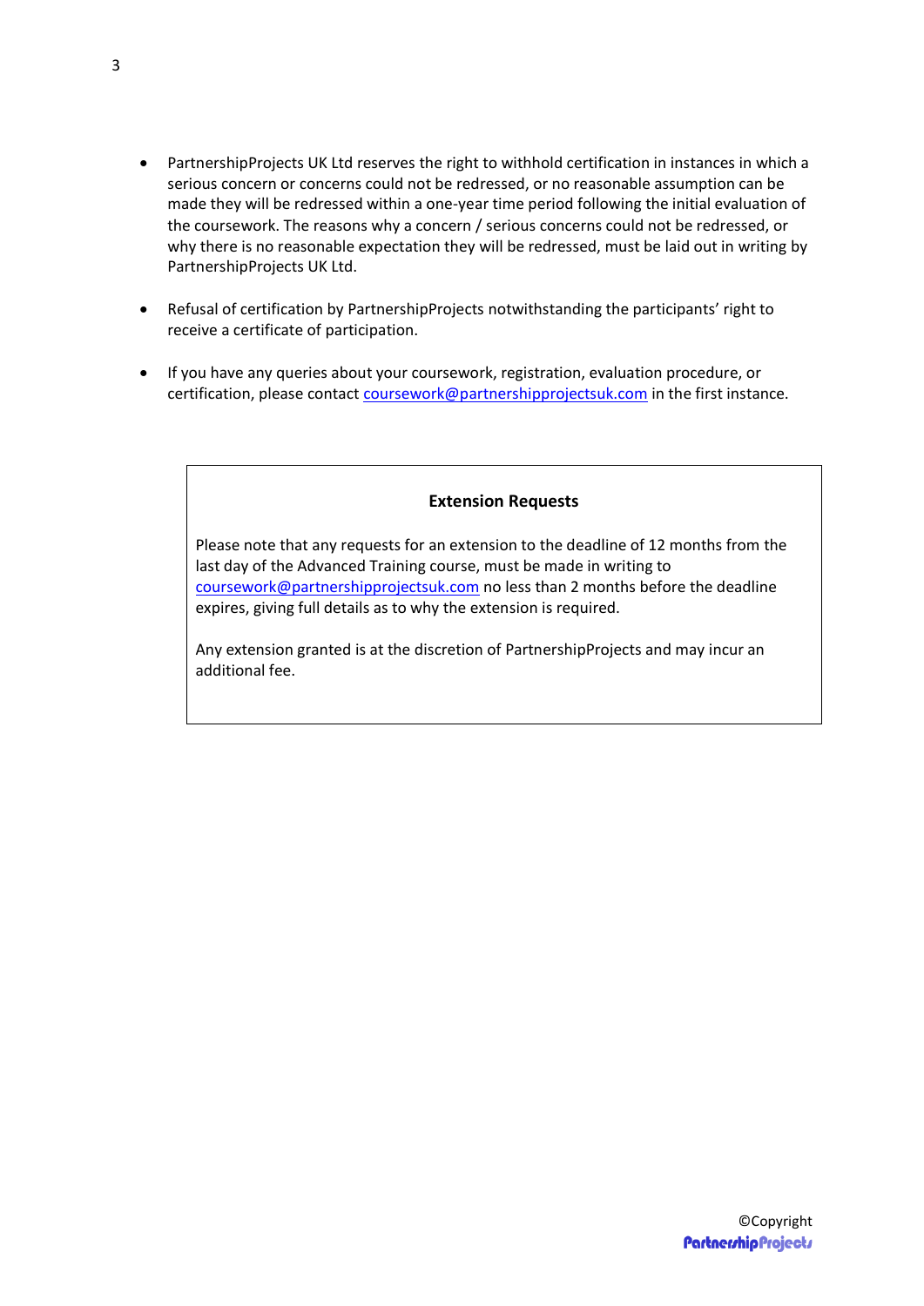- PartnershipProjects UK Ltd reserves the right to withhold certification in instances in which a serious concern or concerns could not be redressed, or no reasonable assumption can be made they will be redressed within a one-year time period following the initial evaluation of the coursework. The reasons why a concern / serious concerns could not be redressed, or why there is no reasonable expectation they will be redressed, must be laid out in writing by PartnershipProjects UK Ltd.

- Refusal of certification by PartnershipProjects notwithstanding the participants' right to receive a certificate of participation.

- If you have any queries about your coursework, registration, evaluation procedure, or certification, please contact coursework@partnershipprojectsuk.com in the first instance.

**Extension Requests**

Please note that any requests for an extension to the deadline of 12 months from the last day of the Advanced Training course, must be made in writing to coursework@partnershipprojectsuk.com no less than 2 months before the deadline expires, giving full details as to why the extension is required.

Any extension granted is at the discretion of PartnershipProjects and may incur an additional fee.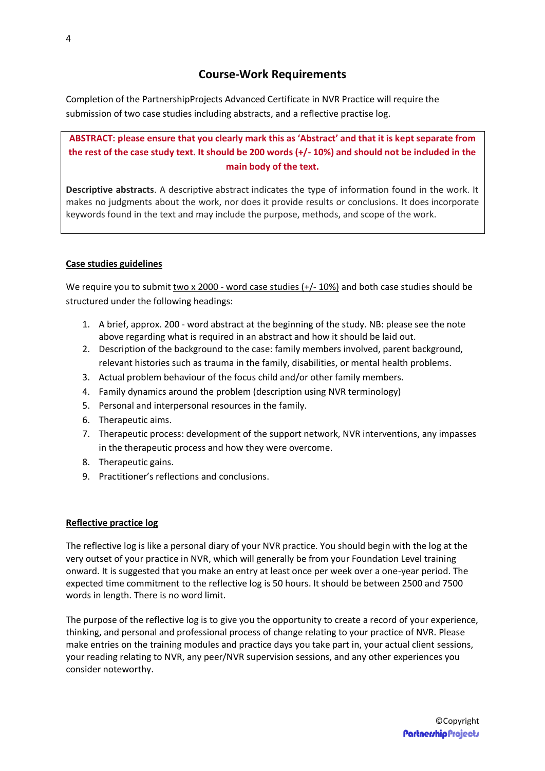## Course-Work Requirements

Completion of the PartnershipProjects Advanced Certificate in NVR Practice will require the submission of two case studies including abstracts, and a reflective practise log.

**ABSTRACT: please ensure that you clearly mark this as 'Abstract' and that it is kept separate from the rest of the case study text. It should be 200 words (+/- 10%) and should not be included in the main body of the text.**

**Descriptive abstracts**. A descriptive abstract indicates the type of information found in the work. It makes no judgments about the work, nor does it provide results or conclusions. It does incorporate keywords found in the text and may include the purpose, methods, and scope of the work.

**Case studies guidelines**

We require you to submit two x 2000 - word case studies (+/- 10%) and both case studies should be structured under the following headings:

1. A brief, approx. 200 - word abstract at the beginning of the study. NB: please see the note above regarding what is required in an abstract and how it should be laid out.
2. Description of the background to the case: family members involved, parent background, relevant histories such as trauma in the family, disabilities, or mental health problems.
3. Actual problem behaviour of the focus child and/or other family members.
4. Family dynamics around the problem (description using NVR terminology)
5. Personal and interpersonal resources in the family.
6. Therapeutic aims.
7. Therapeutic process: development of the support network, NVR interventions, any impasses in the therapeutic process and how they were overcome.
8. Therapeutic gains.
9. Practitioner's reflections and conclusions.

**Reflective practice log**

The reflective log is like a personal diary of your NVR practice. You should begin with the log at the very outset of your practice in NVR, which will generally be from your Foundation Level training onward. It is suggested that you make an entry at least once per week over a one-year period. The expected time commitment to the reflective log is 50 hours. It should be between 2500 and 7500 words in length. There is no word limit.

The purpose of the reflective log is to give you the opportunity to create a record of your experience, thinking, and personal and professional process of change relating to your practice of NVR. Please make entries on the training modules and practice days you take part in, your actual client sessions, your reading relating to NVR, any peer/NVR supervision sessions, and any other experiences you consider noteworthy.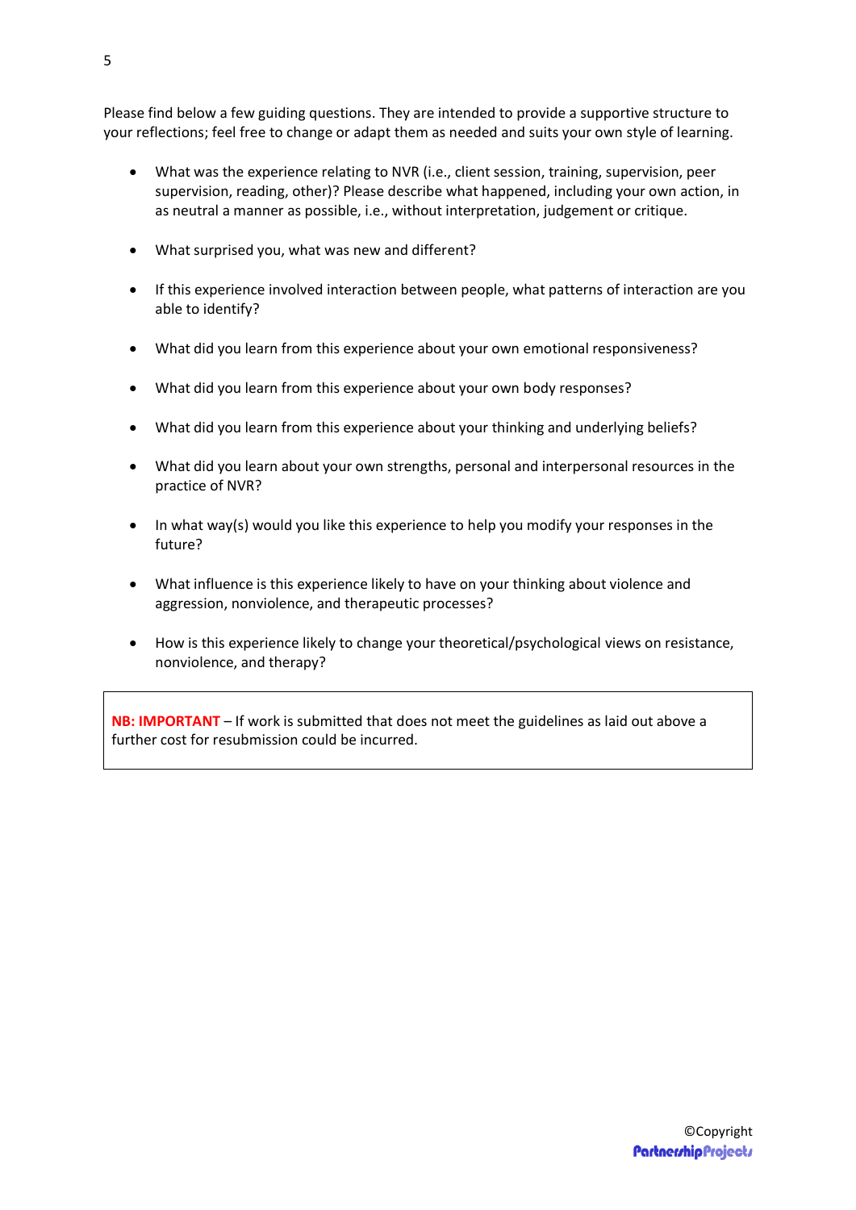Please find below a few guiding questions. They are intended to provide a supportive structure to your reflections; feel free to change or adapt them as needed and suits your own style of learning.

- What was the experience relating to NVR (i.e., client session, training, supervision, peer supervision, reading, other)? Please describe what happened, including your own action, in as neutral a manner as possible, i.e., without interpretation, judgement or critique.
- What surprised you, what was new and different?
- If this experience involved interaction between people, what patterns of interaction are you able to identify?
- What did you learn from this experience about your own emotional responsiveness?
- What did you learn from this experience about your own body responses?
- What did you learn from this experience about your thinking and underlying beliefs?
- What did you learn about your own strengths, personal and interpersonal resources in the practice of NVR?
- In what way(s) would you like this experience to help you modify your responses in the future?
- What influence is this experience likely to have on your thinking about violence and aggression, nonviolence, and therapeutic processes?
- How is this experience likely to change your theoretical/psychological views on resistance, nonviolence, and therapy?

> **NB: IMPORTANT** – If work is submitted that does not meet the guidelines as laid out above a further cost for resubmission could be incurred.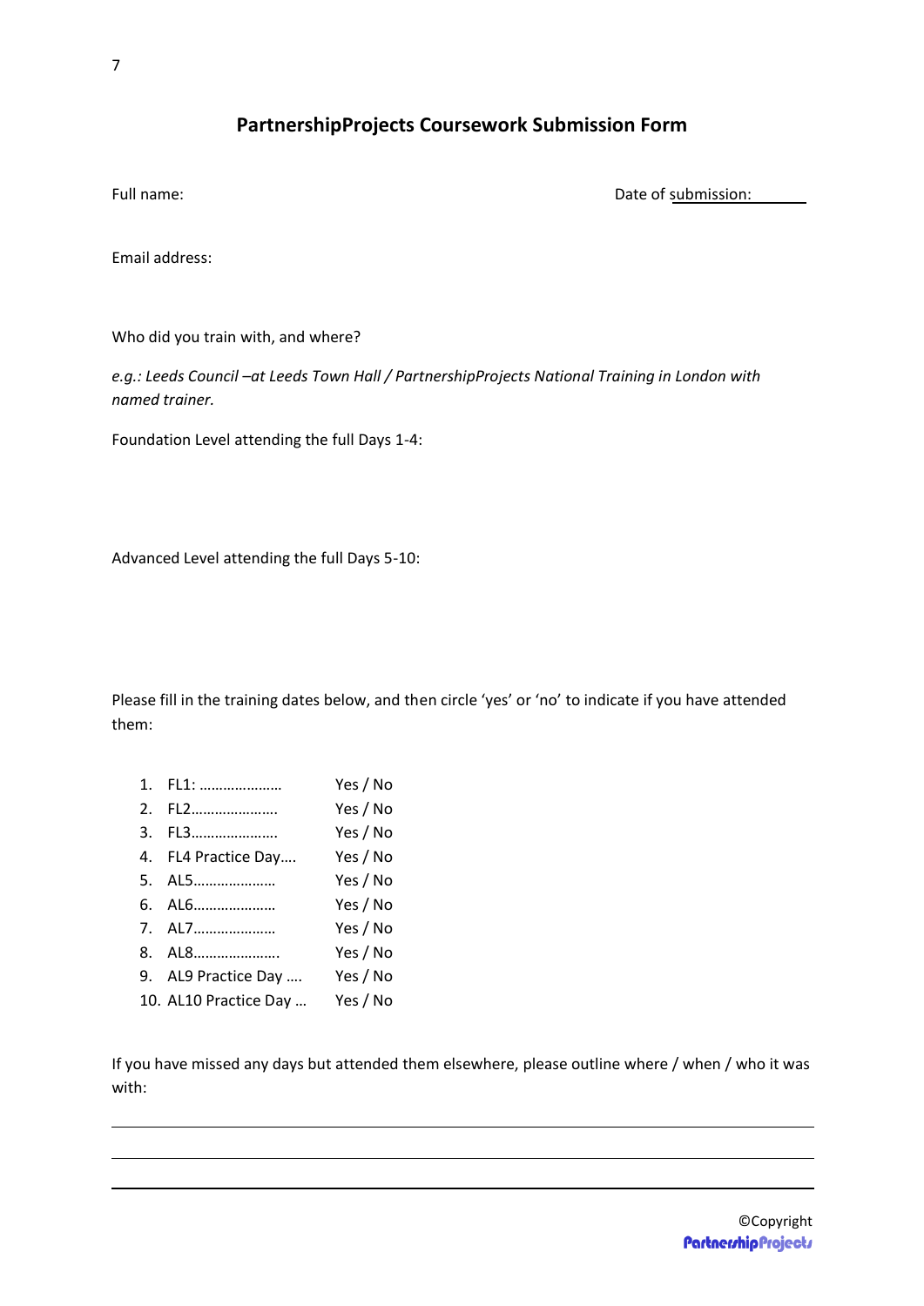## PartnershipProjects Coursework Submission Form

Full name: Date of submission: 

Email address:

Who did you train with, and where?

*e.g.: Leeds Council –at Leeds Town Hall / PartnershipProjects National Training in London with named trainer.*

Foundation Level attending the full Days 1-4:

Advanced Level attending the full Days 5-10:

Please fill in the training dates below, and then circle 'yes' or 'no' to indicate if you have attended them:

1. FL1: ………………… Yes / No
2. FL2…………………. Yes / No
3. FL3…………………. Yes / No
4. FL4 Practice Day…. Yes / No
5. AL5………………… Yes / No
6. AL6………………… Yes / No
7. AL7………………… Yes / No
8. AL8…………………. Yes / No
9. AL9 Practice Day …. Yes / No
10. AL10 Practice Day … Yes / No

If you have missed any days but attended them elsewhere, please outline where / when / who it was with:

______________________________________________________________________

______________________________________________________________________

______________________________________________________________________

©Copyright PartnershipProjects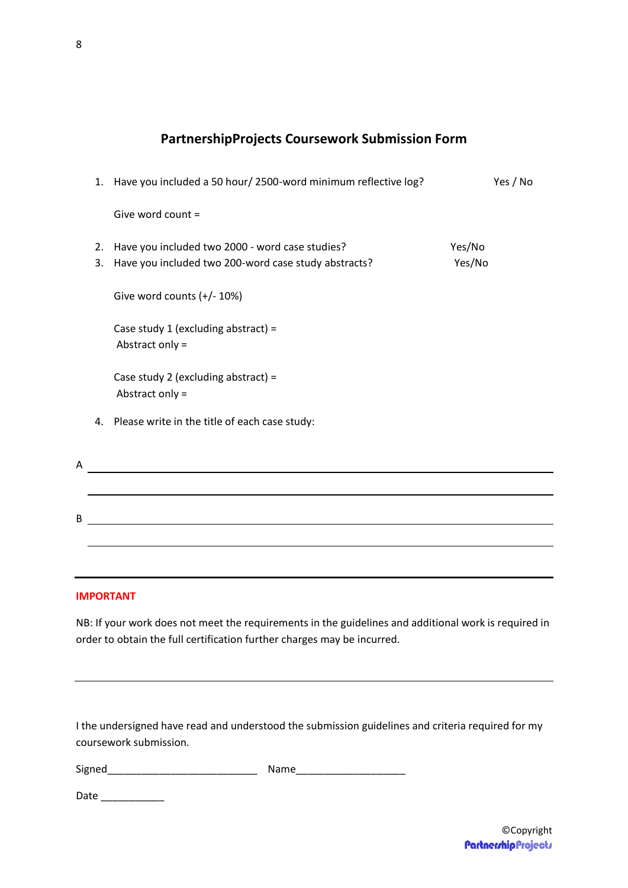## PartnershipProjects Coursework Submission Form

1. Have you included a 50 hour/ 2500-word minimum reflective log? Yes / No

   Give word count =

2. Have you included two 2000 - word case studies? Yes/No
3. Have you included two 200-word case study abstracts? Yes/No

   Give word counts (+/- 10%)

   Case study 1 (excluding abstract) =
   Abstract only =

   Case study 2 (excluding abstract) =
   Abstract only =

4. Please write in the title of each case study:

A ____________________________________________

____________________________________________

B ____________________________________________

____________________________________________

---

**IMPORTANT**

NB: If your work does not meet the requirements in the guidelines and additional work is required in order to obtain the full certification further charges may be incurred.

---

I the undersigned have read and understood the submission guidelines and criteria required for my coursework submission.

Signed__________________________ Name___________________

Date ___________

©Copyright
PartnershipProjects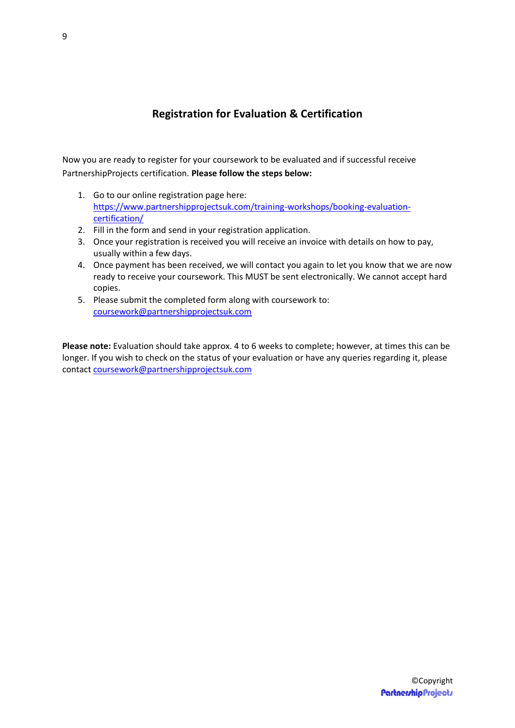## Registration for Evaluation & Certification

Now you are ready to register for your coursework to be evaluated and if successful receive PartnershipProjects certification. **Please follow the steps below:**

1. Go to our online registration page here: https://www.partnershipprojectsuk.com/training-workshops/booking-evaluation-certification/
2. Fill in the form and send in your registration application.
3. Once your registration is received you will receive an invoice with details on how to pay, usually within a few days.
4. Once payment has been received, we will contact you again to let you know that we are now ready to receive your coursework. This MUST be sent electronically. We cannot accept hard copies.
5. Please submit the completed form along with coursework to: coursework@partnershipprojectsuk.com

**Please note:** Evaluation should take approx. 4 to 6 weeks to complete; however, at times this can be longer. If you wish to check on the status of your evaluation or have any queries regarding it, please contact coursework@partnershipprojectsuk.com